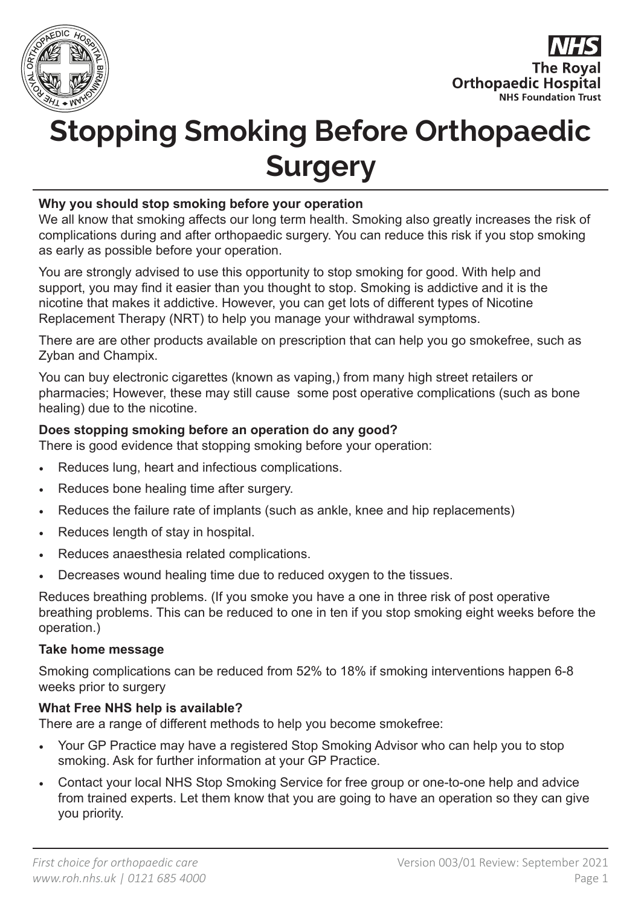# Stopping Smoking Before Orthopaedic Surgery

**Why you should stop smoking before your operation**

We all know that smoking affects our long term health. Smoking also greatly increases the risk of complications during and after orthopaedic surgery. You can reduce this risk if you stop smoking as early as possible before your operation.

You are strongly advised to use this opportunity to stop smoking for good. With help and support, you may find it easier than you thought to stop. Smoking is addictive and it is the nicotine that makes it addictive. However, you can get lots of different types of Nicotine Replacement Therapy (NRT) to help you manage your withdrawal symptoms.

There are are other products available on prescription that can help you go smokefree, such as Zyban and Champix.

You can buy electronic cigarettes (known as vaping,) from many high street retailers or pharmacies; However, these may still cause some post operative complications (such as bone healing) due to the nicotine.

**Does stopping smoking before an operation do any good?**

There is good evidence that stopping smoking before your operation:

- Reduces lung, heart and infectious complications.
- Reduces bone healing time after surgery.
- Reduces the failure rate of implants (such as ankle, knee and hip replacements)
- Reduces length of stay in hospital.
- Reduces anaesthesia related complications.
- Decreases wound healing time due to reduced oxygen to the tissues.

Reduces breathing problems. (If you smoke you have a one in three risk of post operative breathing problems. This can be reduced to one in ten if you stop smoking eight weeks before the operation.)

**Take home message**

Smoking complications can be reduced from 52% to 18% if smoking interventions happen 6-8 weeks prior to surgery

**What Free NHS help is available?**

There are a range of different methods to help you become smokefree:

- Your GP Practice may have a registered Stop Smoking Advisor who can help you to stop smoking. Ask for further information at your GP Practice.
- Contact your local NHS Stop Smoking Service for free group or one-to-one help and advice from trained experts. Let them know that you are going to have an operation so they can give you priority.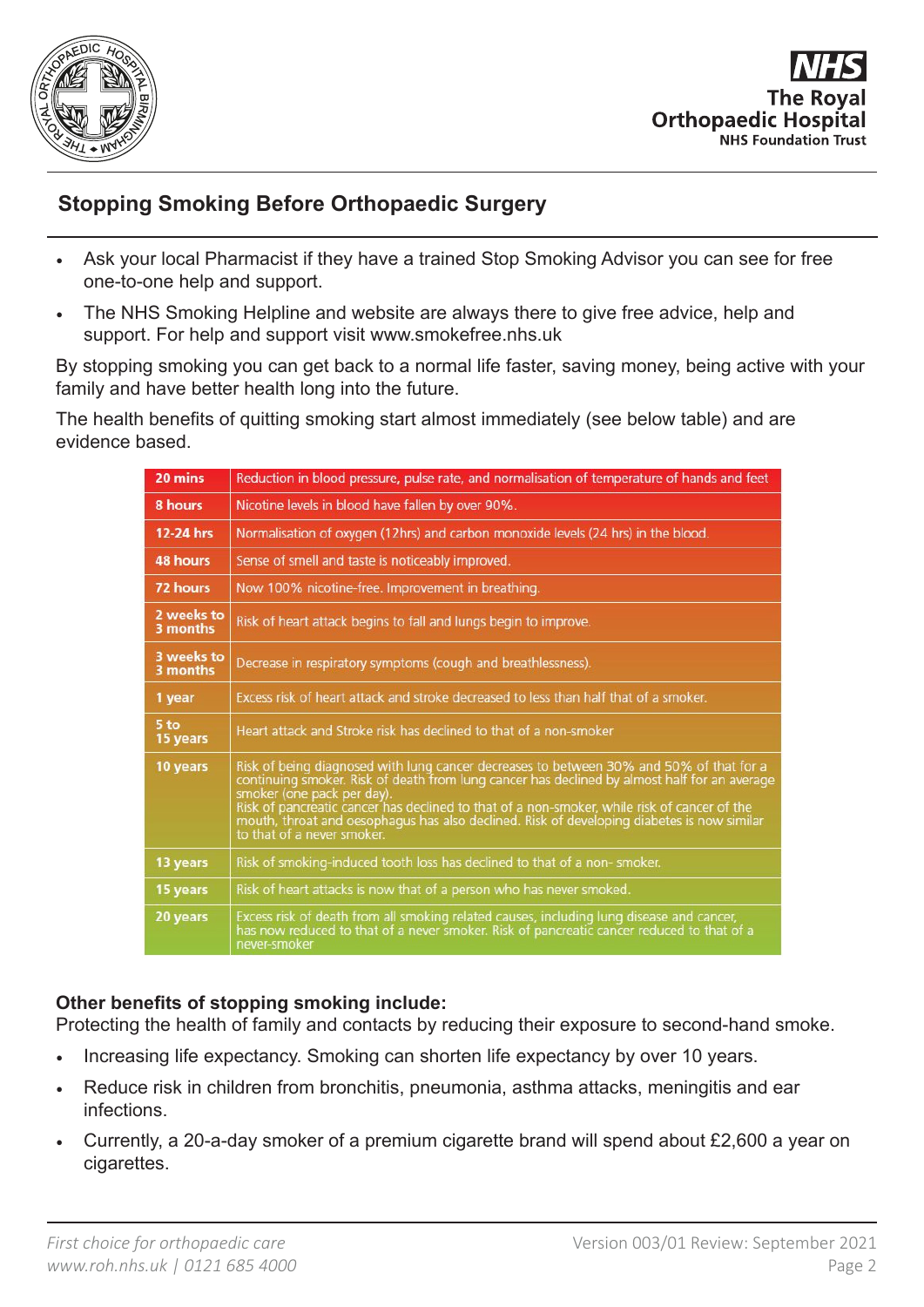## Stopping Smoking Before Orthopaedic Surgery

- Ask your local Pharmacist if they have a trained Stop Smoking Advisor you can see for free one-to-one help and support.
- The NHS Smoking Helpline and website are always there to give free advice, help and support. For help and support visit www.smokefree.nhs.uk

By stopping smoking you can get back to a normal life faster, saving money, being active with your family and have better health long into the future.

The health benefits of quitting smoking start almost immediately (see below table) and are evidence based.

| Time | Benefit |
|---|---|
| **20 mins** | Reduction in blood pressure, pulse rate, and normalisation of temperature of hands and feet |
| **8 hours** | Nicotine levels in blood have fallen by over 90%. |
| **12-24 hrs** | Normalisation of oxygen (12hrs) and carbon monoxide levels (24 hrs) in the blood. |
| **48 hours** | Sense of smell and taste is noticeably improved. |
| **72 hours** | Now 100% nicotine-free. Improvement in breathing. |
| **2 weeks to 3 months** | Risk of heart attack begins to fall and lungs begin to improve. |
| **3 weeks to 3 months** | Decrease in respiratory symptoms (cough and breathlessness). |
| **1 year** | Excess risk of heart attack and stroke decreased to less than half that of a smoker. |
| **5 to 15 years** | Heart attack and Stroke risk has declined to that of a non-smoker |
| **10 years** | Risk of being diagnosed with lung cancer decreases to between 30% and 50% of that for a continuing smoker. Risk of death from lung cancer has declined by almost half for an average smoker (one pack per day). Risk of pancreatic cancer has declined to that of a non-smoker, while risk of cancer of the mouth, throat and oesophagus has also declined. Risk of developing diabetes is now similar to that of a never smoker. |
| **13 years** | Risk of smoking-induced tooth loss has declined to that of a non- smoker. |
| **15 years** | Risk of heart attacks is now that of a person who has never smoked. |
| **20 years** | Excess risk of death from all smoking related causes, including lung disease and cancer, has now reduced to that of a never smoker. Risk of pancreatic cancer reduced to that of a never-smoker |

**Other benefits of stopping smoking include:**
Protecting the health of family and contacts by reducing their exposure to second-hand smoke.

- Increasing life expectancy. Smoking can shorten life expectancy by over 10 years.
- Reduce risk in children from bronchitis, pneumonia, asthma attacks, meningitis and ear infections.
- Currently, a 20-a-day smoker of a premium cigarette brand will spend about £2,600 a year on cigarettes.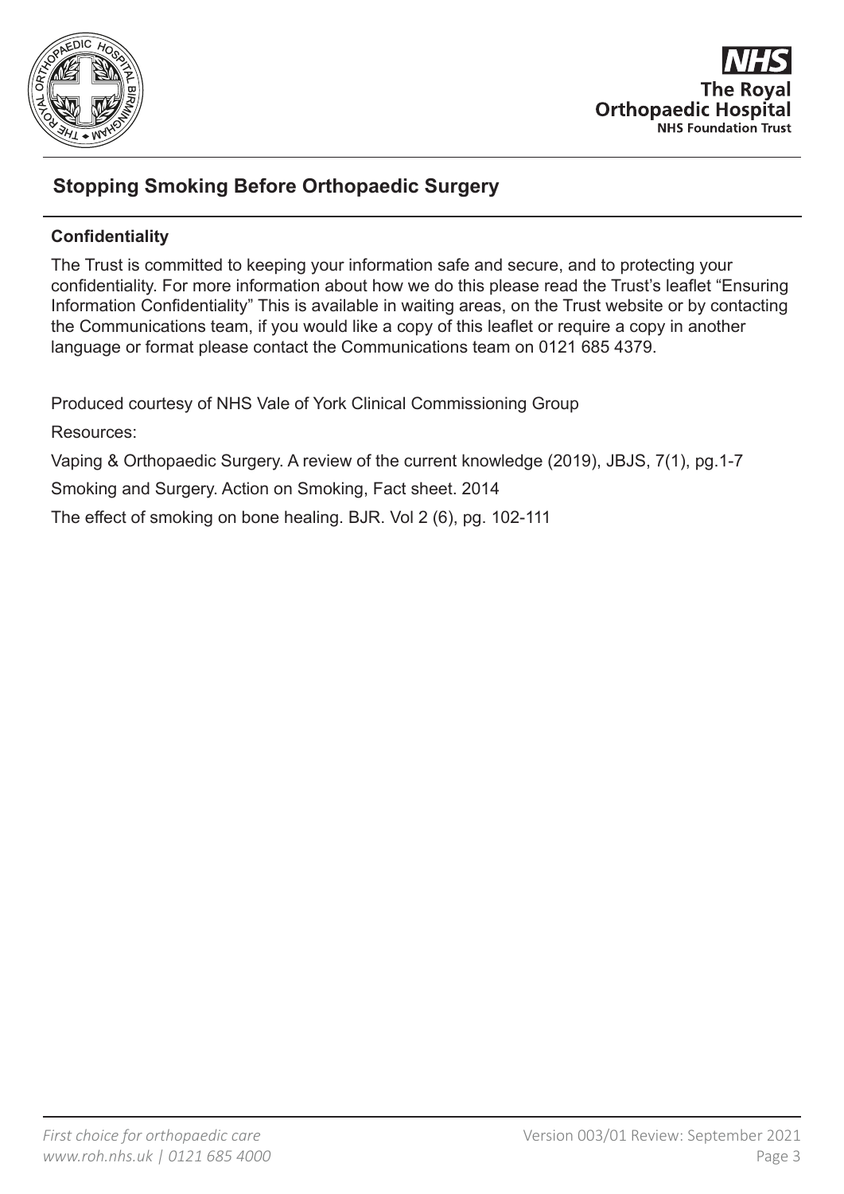## Stopping Smoking Before Orthopaedic Surgery

### Confidentiality

The Trust is committed to keeping your information safe and secure, and to protecting your confidentiality. For more information about how we do this please read the Trust's leaflet "Ensuring Information Confidentiality" This is available in waiting areas, on the Trust website or by contacting the Communications team, if you would like a copy of this leaflet or require a copy in another language or format please contact the Communications team on 0121 685 4379.

Produced courtesy of NHS Vale of York Clinical Commissioning Group

Resources:

Vaping & Orthopaedic Surgery. A review of the current knowledge (2019), JBJS, 7(1), pg.1-7

Smoking and Surgery. Action on Smoking, Fact sheet. 2014

The effect of smoking on bone healing. BJR. Vol 2 (6), pg. 102-111